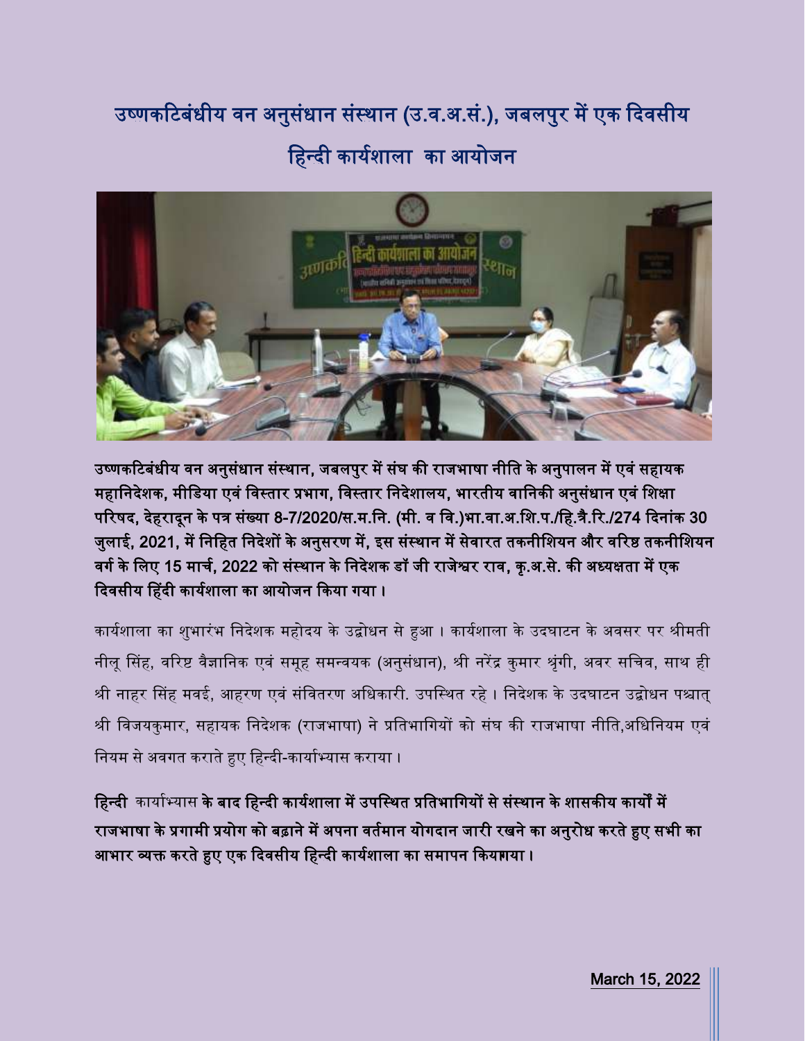# उष्णकटिबंधीय वन अनुसंधान संस्थान (उ.व.अ.सं.), जबलपुर में एक दिवसीय हिन्दी कार्यशाला का आयोजन

**उष्णकटिबंधीय वन अनुसंधान संस्थान, जबलपुर में संघ की राजभाषा नीति के अनुपालन में एवं सहायक महानिदेशक, मीडिया एवं विस्तार प्रभाग, विस्तार निदेशालय, भारतीय वानिकी अनुसंधान एवं शिक्षा परिषद, देहरादून के पत्र संख्या 8-7/2020/स.म.नि. (मी. व वि.)भा.वा.अ.शि.प./हि.त्रै.रि./274 दिनांक 30 जुलाई, 2021, में निहित निदेशों के अनुसरण में, इस संस्थान में सेवारत तकनीशियन और वरिष्ठ तकनीशियन वर्ग के लिए 15 मार्च, 2022 को संस्थान के निदेशक डॉ जी राजेश्वर राव, कृ.अ.से. की अध्यक्षता में एक दिवसीय हिंदी कार्यशाला का आयोजन किया गया।**

कार्यशाला का शुभारंभ निदेशक महोदय के उद्बोधन से हुआ। कार्यशाला के उदघाटन के अवसर पर श्रीमती नीलू सिंह, वरिष्ट वैज्ञानिक एवं समूह समन्वयक (अनुसंधान), श्री नरेंद्र कुमार श्रृंगी, अवर सचिव, साथ ही श्री नाहर सिंह मवई, आहरण एवं संवितरण अधिकारी. उपस्थित रहे। निदेशक के उदघाटन उद्बोधन पश्चात् श्री विजयकुमार, सहायक निदेशक (राजभाषा) ने प्रतिभागियों को संघ की राजभाषा नीति,अधिनियम एवं नियम से अवगत कराते हुए हिन्दी-कार्याभ्यास कराया।

**हिन्दी** कार्याभ्यास **के बाद हिन्दी कार्यशाला में उपस्थित प्रतिभागियों से संस्थान के शासकीय कार्यों में राजभाषा के प्रगामी प्रयोग को बढ़ाने में अपना वर्तमान योगदान जारी रखने का अनुरोध करते हुए सभी का आभार व्यक्त करते हुए एक दिवसीय हिन्दी कार्यशाला का समापन कियागया।**

**March 15, 2022**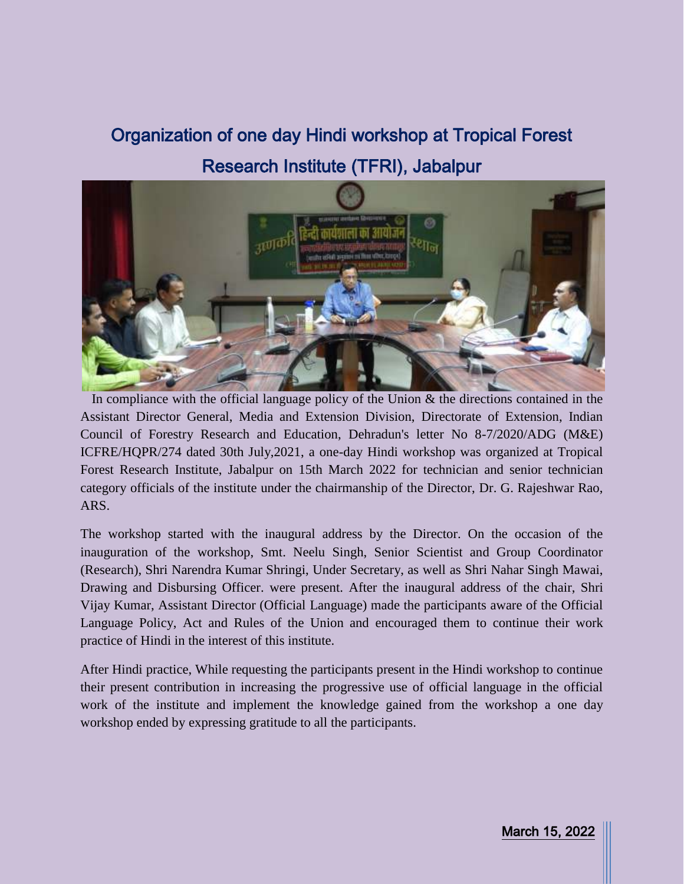# Organization of one day Hindi workshop at Tropical Forest Research Institute (TFRI), Jabalpur

In compliance with the official language policy of the Union & the directions contained in the Assistant Director General, Media and Extension Division, Directorate of Extension, Indian Council of Forestry Research and Education, Dehradun's letter No 8-7/2020/ADG (M&E) ICFRE/HQPR/274 dated 30th July,2021, a one-day Hindi workshop was organized at Tropical Forest Research Institute, Jabalpur on 15th March 2022 for technician and senior technician category officials of the institute under the chairmanship of the Director, Dr. G. Rajeshwar Rao, ARS.

The workshop started with the inaugural address by the Director. On the occasion of the inauguration of the workshop, Smt. Neelu Singh, Senior Scientist and Group Coordinator (Research), Shri Narendra Kumar Shringi, Under Secretary, as well as Shri Nahar Singh Mawai, Drawing and Disbursing Officer. were present. After the inaugural address of the chair, Shri Vijay Kumar, Assistant Director (Official Language) made the participants aware of the Official Language Policy, Act and Rules of the Union and encouraged them to continue their work practice of Hindi in the interest of this institute.

After Hindi practice, While requesting the participants present in the Hindi workshop to continue their present contribution in increasing the progressive use of official language in the official work of the institute and implement the knowledge gained from the workshop a one day workshop ended by expressing gratitude to all the participants.

March 15, 2022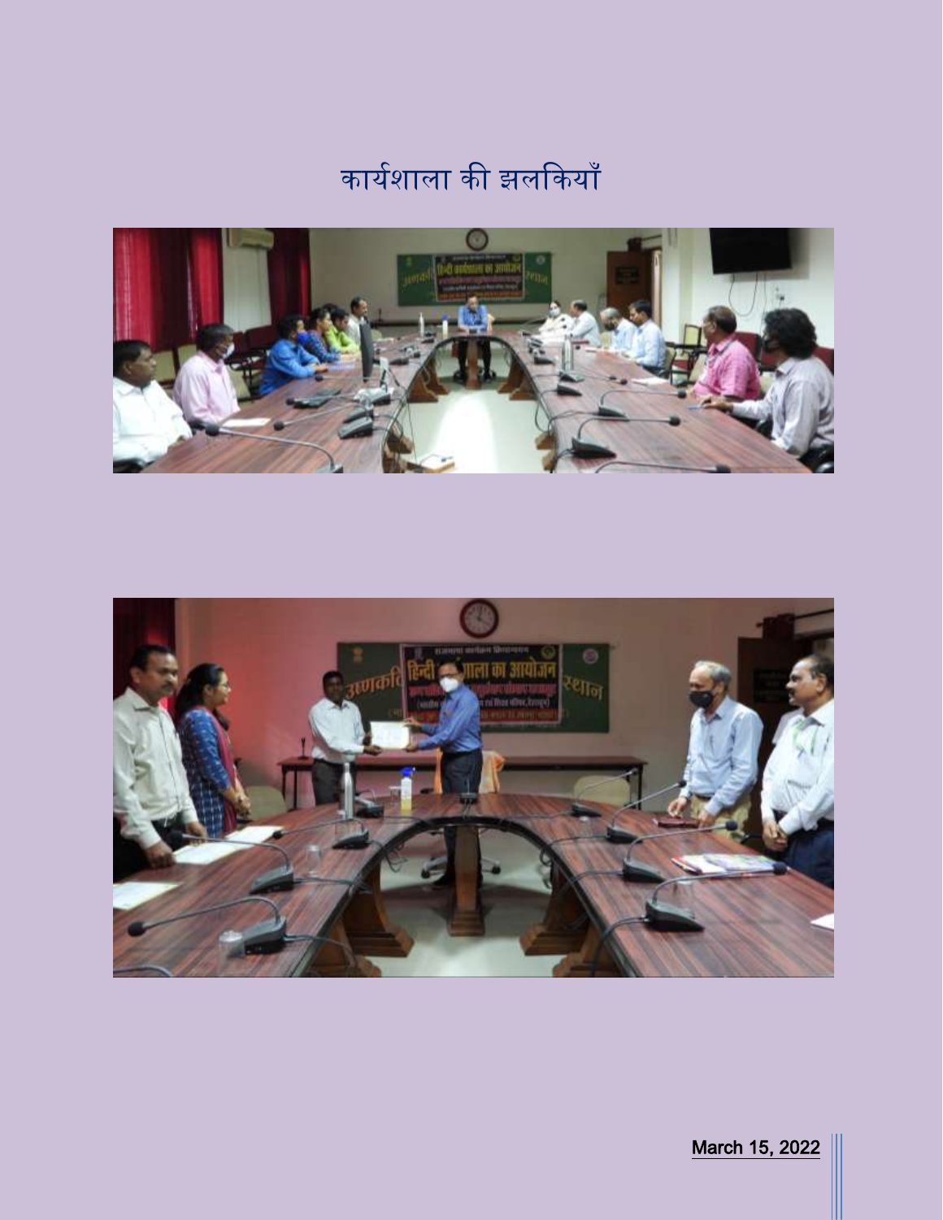# कार्यशाला की झलकियाँ

March 15, 2022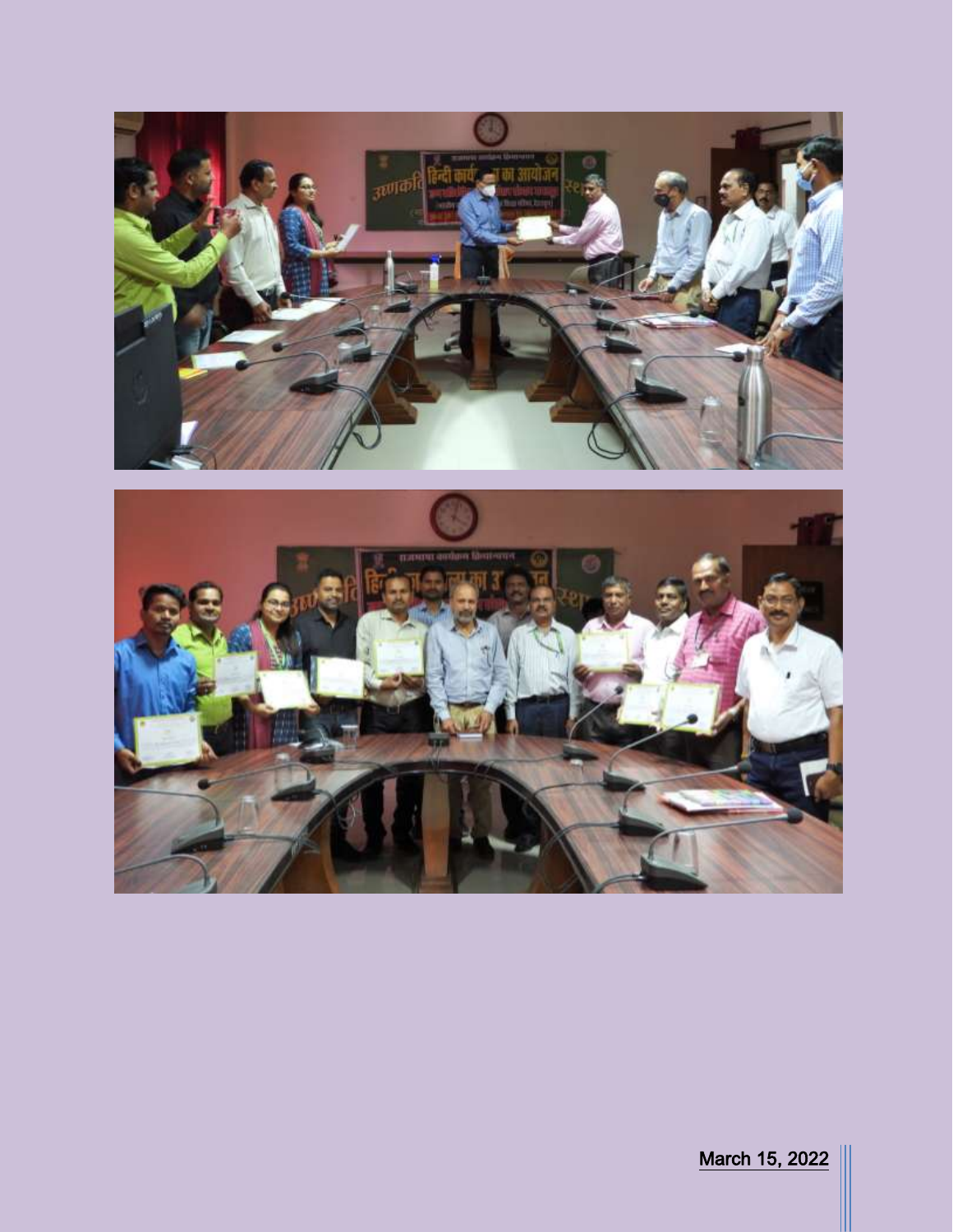March 15, 2022